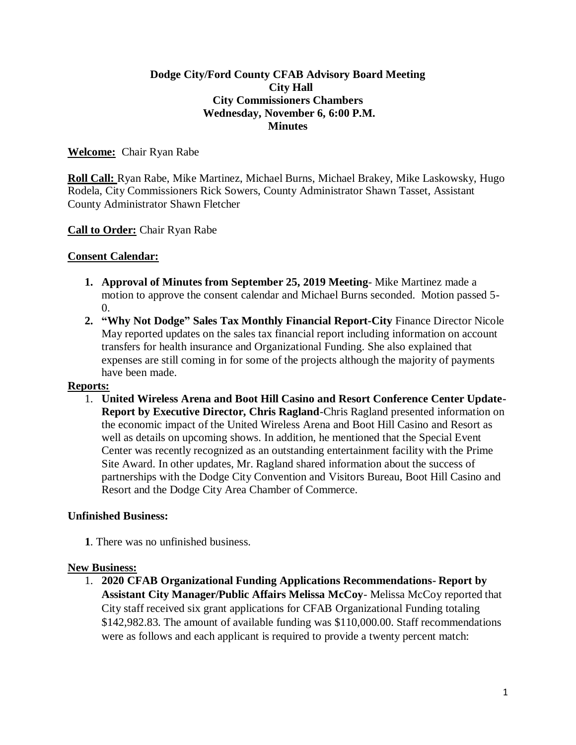**Dodge City/Ford County CFAB Advisory Board Meeting**
**City Hall**
**City Commissioners Chambers**
**Wednesday, November 6, 6:00 P.M.**
**Minutes**

**Welcome:** Chair Ryan Rabe

**Roll Call:** Ryan Rabe, Mike Martinez, Michael Burns, Michael Brakey, Mike Laskowsky, Hugo Rodela, City Commissioners Rick Sowers, County Administrator Shawn Tasset, Assistant County Administrator Shawn Fletcher

**Call to Order:** Chair Ryan Rabe

**Consent Calendar:**

1. **Approval of Minutes from September 25, 2019 Meeting**- Mike Martinez made a motion to approve the consent calendar and Michael Burns seconded. Motion passed 5-0.
2. **"Why Not Dodge" Sales Tax Monthly Financial Report-City** Finance Director Nicole May reported updates on the sales tax financial report including information on account transfers for health insurance and Organizational Funding. She also explained that expenses are still coming in for some of the projects although the majority of payments have been made.

**Reports:**

1. **United Wireless Arena and Boot Hill Casino and Resort Conference Center Update-Report by Executive Director, Chris Ragland**-Chris Ragland presented information on the economic impact of the United Wireless Arena and Boot Hill Casino and Resort as well as details on upcoming shows. In addition, he mentioned that the Special Event Center was recently recognized as an outstanding entertainment facility with the Prime Site Award. In other updates, Mr. Ragland shared information about the success of partnerships with the Dodge City Convention and Visitors Bureau, Boot Hill Casino and Resort and the Dodge City Area Chamber of Commerce.

**Unfinished Business:**

**1**. There was no unfinished business.

**New Business:**

1. **2020 CFAB Organizational Funding Applications Recommendations- Report by Assistant City Manager/Public Affairs Melissa McCoy**- Melissa McCoy reported that City staff received six grant applications for CFAB Organizational Funding totaling $142,982.83. The amount of available funding was $110,000.00. Staff recommendations were as follows and each applicant is required to provide a twenty percent match: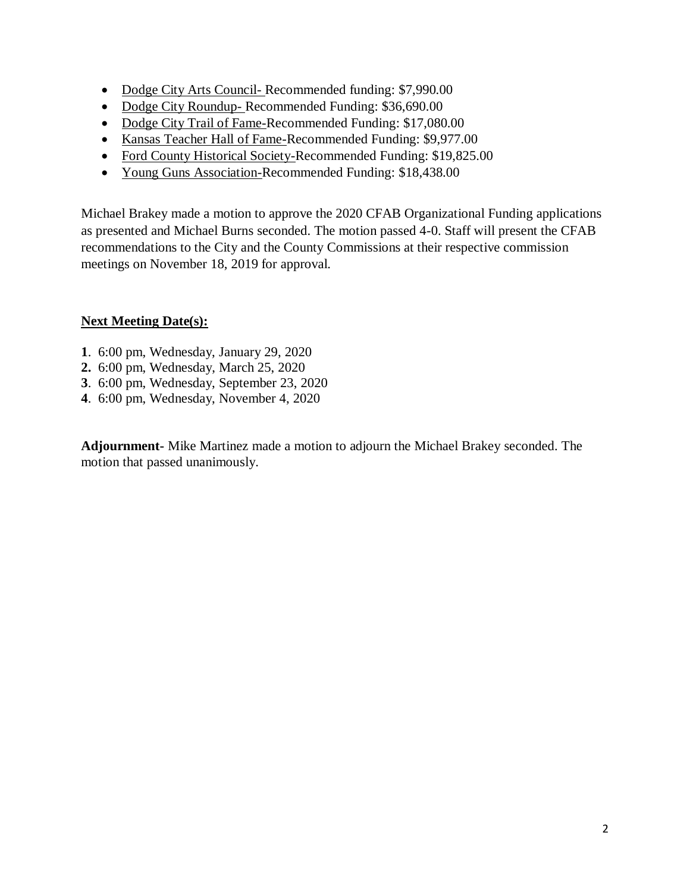- Dodge City Arts Council- Recommended funding: $7,990.00
- Dodge City Roundup- Recommended Funding: $36,690.00
- Dodge City Trail of Fame-Recommended Funding: $17,080.00
- Kansas Teacher Hall of Fame-Recommended Funding: $9,977.00
- Ford County Historical Society-Recommended Funding: $19,825.00
- Young Guns Association-Recommended Funding: $18,438.00

Michael Brakey made a motion to approve the 2020 CFAB Organizational Funding applications as presented and Michael Burns seconded. The motion passed 4-0. Staff will present the CFAB recommendations to the City and the County Commissions at their respective commission meetings on November 18, 2019 for approval.

**Next Meeting Date(s):**

**1**. 6:00 pm, Wednesday, January 29, 2020
**2.** 6:00 pm, Wednesday, March 25, 2020
**3**. 6:00 pm, Wednesday, September 23, 2020
**4**. 6:00 pm, Wednesday, November 4, 2020

**Adjournment-** Mike Martinez made a motion to adjourn the Michael Brakey seconded. The motion that passed unanimously.